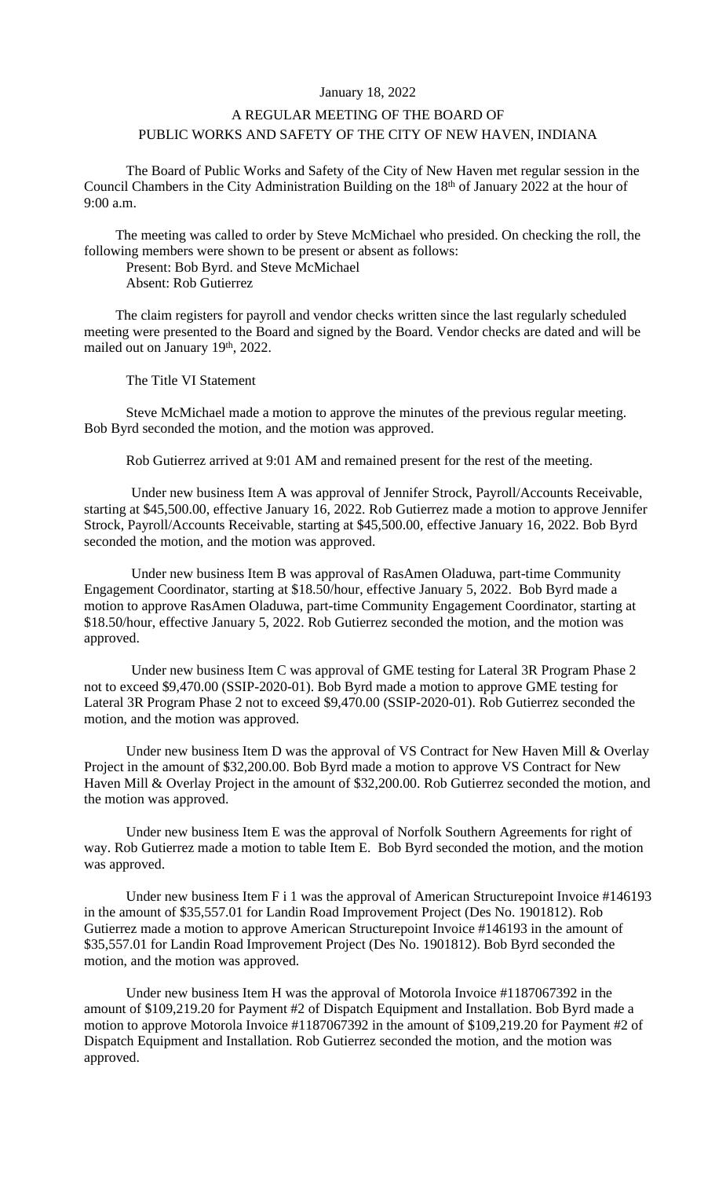January 18, 2022

A REGULAR MEETING OF THE BOARD OF
PUBLIC WORKS AND SAFETY OF THE CITY OF NEW HAVEN, INDIANA

The Board of Public Works and Safety of the City of New Haven met regular session in the Council Chambers in the City Administration Building on the 18th of January 2022 at the hour of 9:00 a.m.

The meeting was called to order by Steve McMichael who presided. On checking the roll, the following members were shown to be present or absent as follows:

Present: Bob Byrd. and Steve McMichael
Absent: Rob Gutierrez

The claim registers for payroll and vendor checks written since the last regularly scheduled meeting were presented to the Board and signed by the Board. Vendor checks are dated and will be mailed out on January 19th, 2022.

The Title VI Statement

Steve McMichael made a motion to approve the minutes of the previous regular meeting. Bob Byrd seconded the motion, and the motion was approved.

Rob Gutierrez arrived at 9:01 AM and remained present for the rest of the meeting.

Under new business Item A was approval of Jennifer Strock, Payroll/Accounts Receivable, starting at $45,500.00, effective January 16, 2022. Rob Gutierrez made a motion to approve Jennifer Strock, Payroll/Accounts Receivable, starting at $45,500.00, effective January 16, 2022. Bob Byrd seconded the motion, and the motion was approved.

Under new business Item B was approval of RasAmen Oladuwa, part-time Community Engagement Coordinator, starting at $18.50/hour, effective January 5, 2022. Bob Byrd made a motion to approve RasAmen Oladuwa, part-time Community Engagement Coordinator, starting at $18.50/hour, effective January 5, 2022. Rob Gutierrez seconded the motion, and the motion was approved.

Under new business Item C was approval of GME testing for Lateral 3R Program Phase 2 not to exceed $9,470.00 (SSIP-2020-01). Bob Byrd made a motion to approve GME testing for Lateral 3R Program Phase 2 not to exceed $9,470.00 (SSIP-2020-01). Rob Gutierrez seconded the motion, and the motion was approved.

Under new business Item D was the approval of VS Contract for New Haven Mill & Overlay Project in the amount of $32,200.00. Bob Byrd made a motion to approve VS Contract for New Haven Mill & Overlay Project in the amount of $32,200.00. Rob Gutierrez seconded the motion, and the motion was approved.

Under new business Item E was the approval of Norfolk Southern Agreements for right of way. Rob Gutierrez made a motion to table Item E. Bob Byrd seconded the motion, and the motion was approved.

Under new business Item F i 1 was the approval of American Structurepoint Invoice #146193 in the amount of $35,557.01 for Landin Road Improvement Project (Des No. 1901812). Rob Gutierrez made a motion to approve American Structurepoint Invoice #146193 in the amount of $35,557.01 for Landin Road Improvement Project (Des No. 1901812). Bob Byrd seconded the motion, and the motion was approved.

Under new business Item H was the approval of Motorola Invoice #1187067392 in the amount of $109,219.20 for Payment #2 of Dispatch Equipment and Installation. Bob Byrd made a motion to approve Motorola Invoice #1187067392 in the amount of $109,219.20 for Payment #2 of Dispatch Equipment and Installation. Rob Gutierrez seconded the motion, and the motion was approved.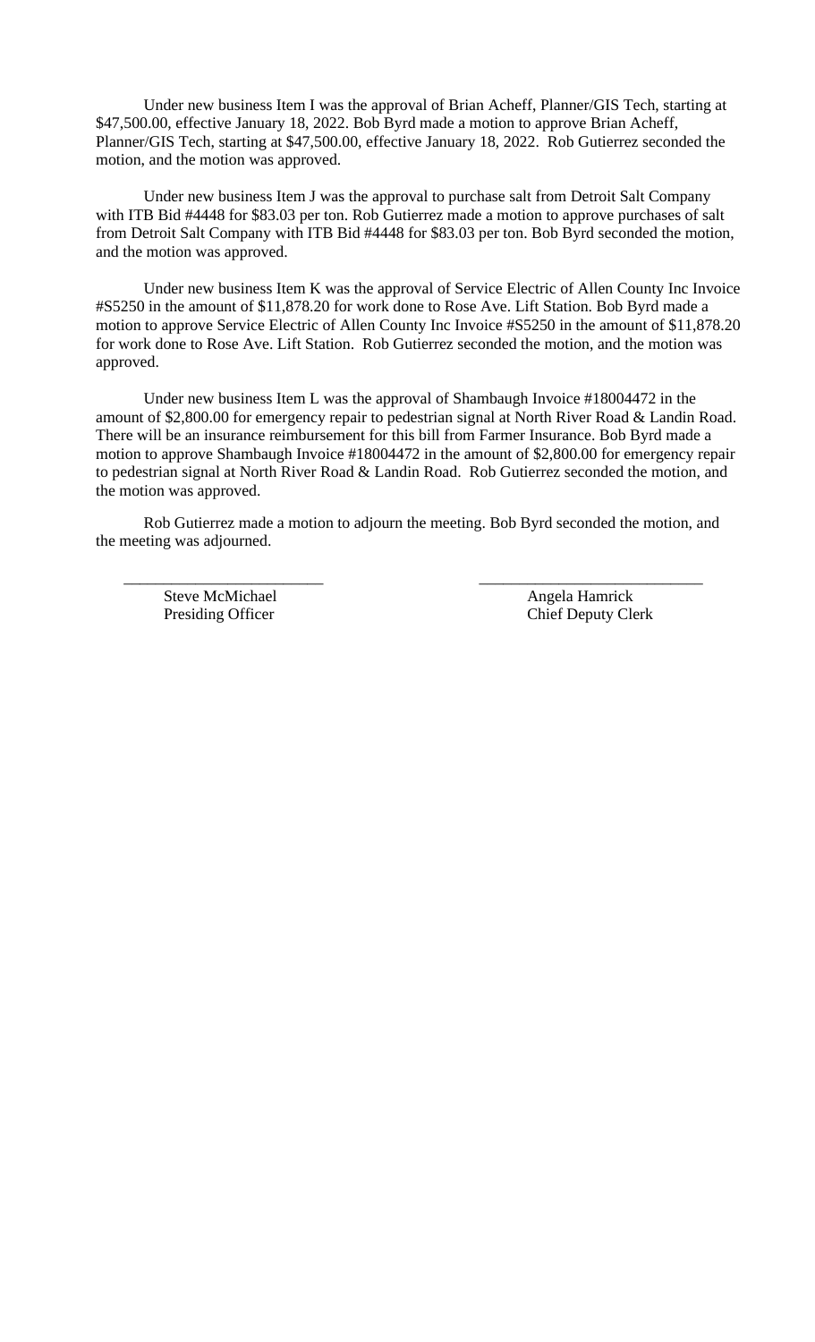Under new business Item I was the approval of Brian Acheff, Planner/GIS Tech, starting at $47,500.00, effective January 18, 2022. Bob Byrd made a motion to approve Brian Acheff, Planner/GIS Tech, starting at $47,500.00, effective January 18, 2022. Rob Gutierrez seconded the motion, and the motion was approved.

Under new business Item J was the approval to purchase salt from Detroit Salt Company with ITB Bid #4448 for $83.03 per ton. Rob Gutierrez made a motion to approve purchases of salt from Detroit Salt Company with ITB Bid #4448 for $83.03 per ton. Bob Byrd seconded the motion, and the motion was approved.

Under new business Item K was the approval of Service Electric of Allen County Inc Invoice #S5250 in the amount of $11,878.20 for work done to Rose Ave. Lift Station. Bob Byrd made a motion to approve Service Electric of Allen County Inc Invoice #S5250 in the amount of $11,878.20 for work done to Rose Ave. Lift Station. Rob Gutierrez seconded the motion, and the motion was approved.

Under new business Item L was the approval of Shambaugh Invoice #18004472 in the amount of $2,800.00 for emergency repair to pedestrian signal at North River Road & Landin Road. There will be an insurance reimbursement for this bill from Farmer Insurance. Bob Byrd made a motion to approve Shambaugh Invoice #18004472 in the amount of $2,800.00 for emergency repair to pedestrian signal at North River Road & Landin Road. Rob Gutierrez seconded the motion, and the motion was approved.

Rob Gutierrez made a motion to adjourn the meeting. Bob Byrd seconded the motion, and the meeting was adjourned.

\_\_\_\_\_\_\_\_\_\_\_\_\_\_\_\_\_\_\_\_\_\_\_\_\_
Steve McMichael
Presiding Officer

\_\_\_\_\_\_\_\_\_\_\_\_\_\_\_\_\_\_\_\_\_\_\_\_\_\_\_\_
Angela Hamrick
Chief Deputy Clerk